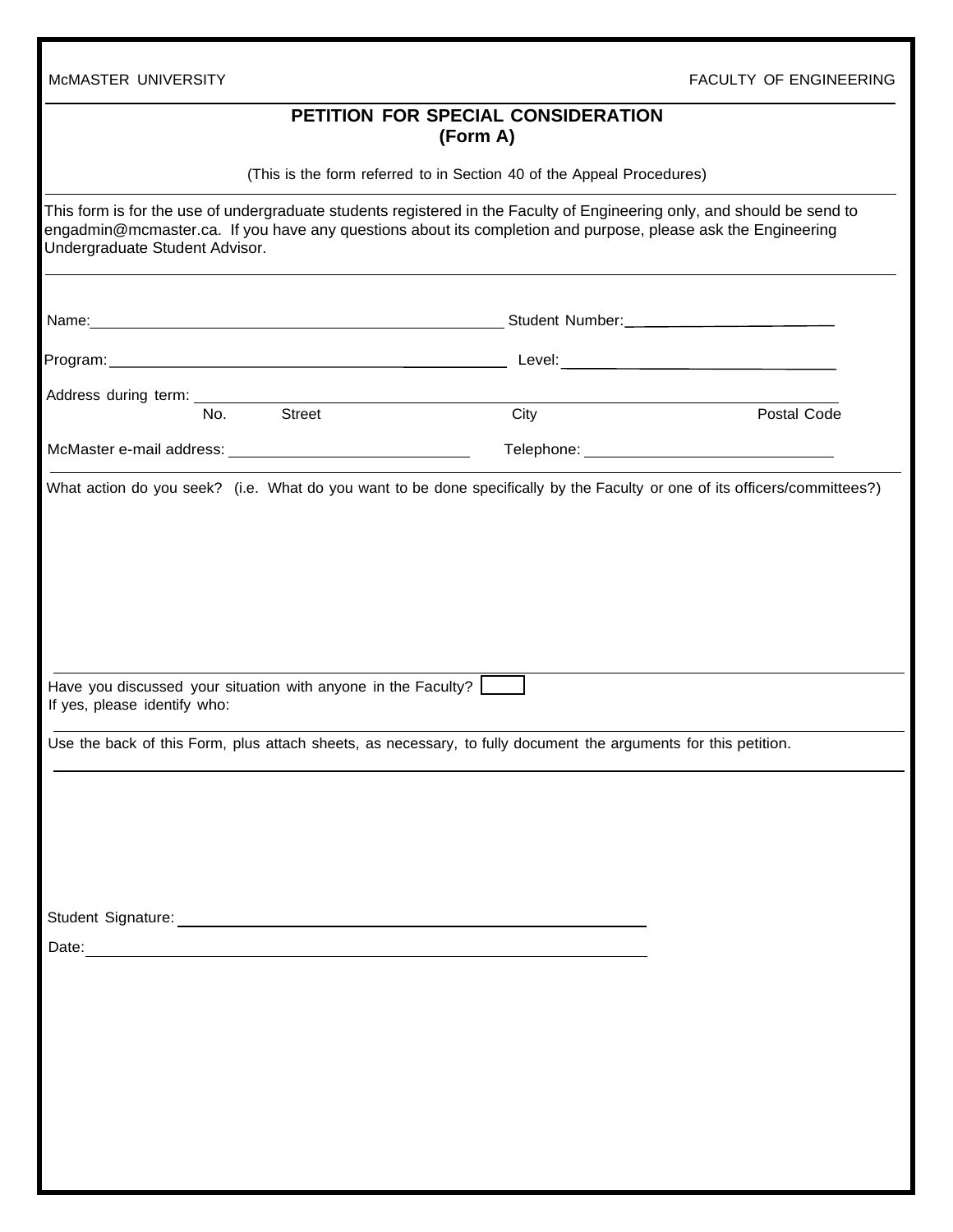McMASTER UNIVERSITY

FACULTY OF ENGINEERING

# PETITION FOR SPECIAL CONSIDERATION
## (Form A)

(This is the form referred to in Section 40 of the Appeal Procedures)

This form is for the use of undergraduate students registered in the Faculty of Engineering only, and should be send to engadmin@mcmaster.ca. If you have any questions about its completion and purpose, please ask the Engineering Undergraduate Student Advisor.

Name: ______________________________ Student Number: ______________________________

Program: ______________________________ Level: ______________________________

Address during term: ______________________________________________________________

No. Street City Postal Code

McMaster e-mail address: ______________________________ Telephone: ______________________________

What action do you seek? (i.e. What do you want to be done specifically by the Faculty or one of its officers/committees?)

Have you discussed your situation with anyone in the Faculty? ☐

If yes, please identify who:

Use the back of this Form, plus attach sheets, as necessary, to fully document the arguments for this petition.

Student Signature: ______________________________

Date: ______________________________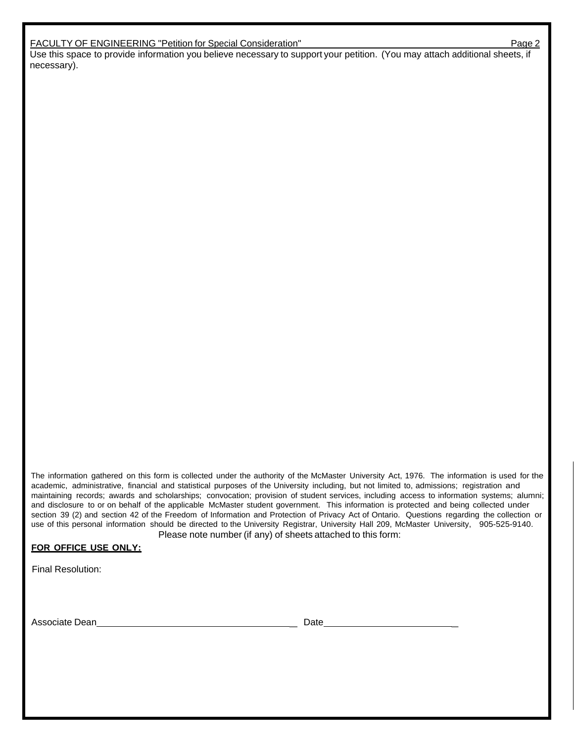FACULTY OF ENGINEERING "Petition for Special Consideration"

Use this space to provide information you believe necessary to support your petition. (You may attach additional sheets, if necessary).

The information gathered on this form is collected under the authority of the McMaster University Act, 1976. The information is used for the academic, administrative, financial and statistical purposes of the University including, but not limited to, admissions; registration and maintaining records; awards and scholarships; convocation; provision of student services, including access to information systems; alumni; and disclosure to or on behalf of the applicable McMaster student government. This information is protected and being collected under section 39 (2) and section 42 of the Freedom of Information and Protection of Privacy Act of Ontario. Questions regarding the collection or use of this personal information should be directed to the University Registrar, University Hall 209, McMaster University, 905-525-9140.

Please note number (if any) of sheets attached to this form:

**FOR OFFICE USE ONLY:**

Final Resolution:

Associate Dean\_\_\_\_\_\_\_\_\_\_\_\_\_\_\_\_\_\_\_\_\_\_\_\_\_\_\_\_\_\_\_\_\_\_\_\_\_\_ Date\_\_\_\_\_\_\_\_\_\_\_\_\_\_\_\_\_\_\_\_\_\_\_\_\_